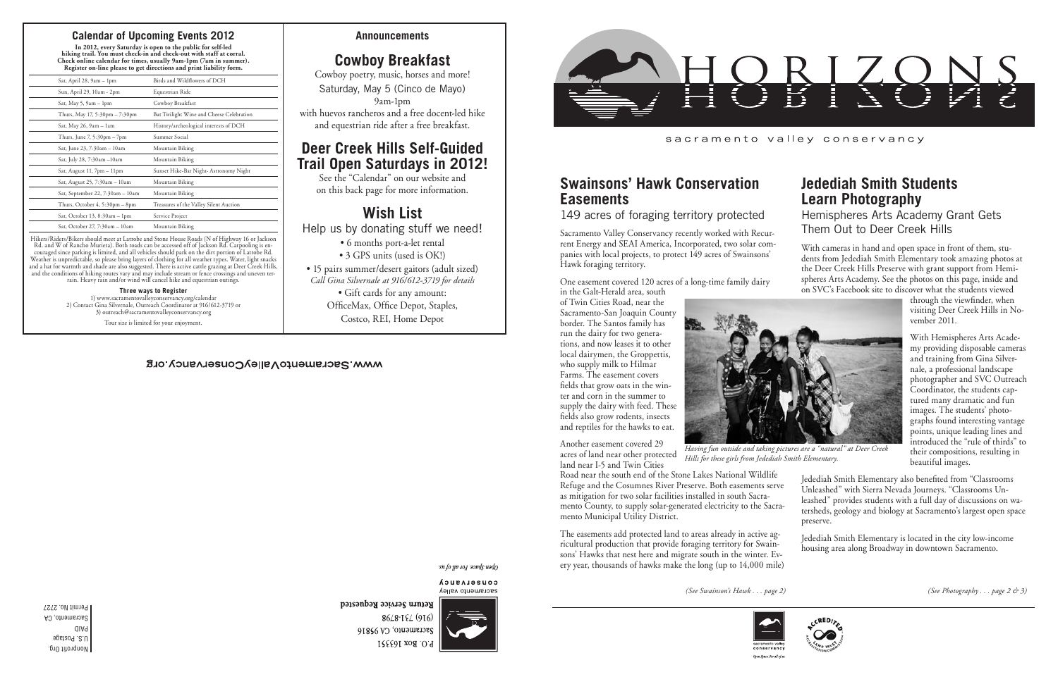## Calendar of Upcoming Events 2012

**In 2012, every Saturday is open to the public for self-led hiking trail. You must check-in and check-out with staff at corral. Check online calendar for times, usually 9am-1pm (7am in summer). Register on-line please to get directions and print liability form.**

| Date | Event |
|---|---|
| Sat, April 28, 9am – 1pm | Birds and Wildflowers of DCH |
| Sun, April 29, 10am - 2pm | Equestrian Ride |
| Sat, May 5, 9am – 1pm | Cowboy Breakfast |
| Thurs, May 17, 5:30pm – 7:30pm | Bat Twilight Wine and Cheese Celebration |
| Sat, May 26, 9am – 1am | History/archeological interests of DCH |
| Thurs, June 7, 5:30pm – 7pm | Summer Social |
| Sat, June 23, 7:30am – 10am | Mountain Biking |
| Sat, July 28, 7:30am –10am | Mountain Biking |
| Sat, August 11, 7pm – 11pm | Sunset Hike-Bat Night- Astronomy Night |
| Sat, August 25, 7:30am – 10am | Mountain Biking |
| Sat, September 22, 7:30am – 10am | Mountain Biking |
| Thurs, October 4, 5:30pm – 8pm | Treasures of the Valley Silent Auction |
| Sat, October 13, 8:30am – 1pm | Service Project |
| Sat, October 27, 7:30am – 10am | Mountain Biking |

Hikers/Riders/Bikers should meet at Latrobe and Stone House Roads (N of Highway 16 or Jackson Rd. and W of Rancho Murieta). Both roads can be accessed off of Jackson Rd. Carpooling is encouraged since parking is limited, and all vehicles should park on the dirt portion of Latrobe Rd. Weather is unpredictable, so please bring layers of clothing for all weather types. Water, light snacks and a hat for warmth and shade are also suggested. There is active cattle grazing at Deer Creek Hills, and the conditions of hiking routes vary and may include stream or fence crossings and uneven terrain. Heavy rain and/or wind will cancel hike and equestrian outings.

**Three ways to Register**

1) www.sacramentovalleyconservancy.org/calendar
2) Contact Gina Silvernale, Outreach Coordinator at 916/612-3719 or
3) outreach@sacramentovalleyconservancy.org

Tour size is limited for your enjoyment.

## Announcements

### Cowboy Breakfast

Cowboy poetry, music, horses and more!

Saturday, May 5 (Cinco de Mayo)

9am-1pm

with huevos rancheros and a free docent-led hike and equestrian ride after a free breakfast.

### Deer Creek Hills Self-Guided Trail Open Saturdays in 2012!

See the "Calendar" on our website and on this back page for more information.

### Wish List

Help us by donating stuff we need!

- 6 months port-a-let rental
- 3 GPS units (used is OK!)
- 15 pairs summer/desert gaitors (adult sized)

*Call Gina Silvernale at 916/612-3719 for details*

- Gift cards for any amount: OfficeMax, Office Depot, Staples, Costco, REI, Home Depot

www.SacramentoValleyConservancy.org

sacramento valley conservancy

*Open Space. For all of us.*

P.O. Box 163351
Sacramento, CA 95816
(916) 731-8798

**Return Service Requested**

Nonprofit Org.
U.S. Postage
PAID
Sacramento, CA
Permit No. 2727

# HORIZONS

sacramento valley conservancy

## Swainsons' Hawk Conservation Easements

### 149 acres of foraging territory protected

Sacramento Valley Conservancy recently worked with Recurrent Energy and SEAI America, Incorporated, two solar companies with local projects, to protect 149 acres of Swainsons' Hawk foraging territory.

One easement covered 120 acres of a long-time family dairy in the Galt-Herald area, south of Twin Cities Road, near the Sacramento-San Joaquin County border. The Santos family has run the dairy for two generations, and now leases it to other local dairymen, the Groppettis, who supply milk to Hilmar Farms. The easement covers fields that grow oats in the winter and corn in the summer to supply the dairy with feed. These fields also grow rodents, insects and reptiles for the hawks to eat.

Another easement covered 29 acres of land near other protected land near I-5 and Twin Cities Road near the south end of the Stone Lakes National Wildlife Refuge and the Cosumnes River Preserve. Both easements serve as mitigation for two solar facilities installed in south Sacramento County, to supply solar-generated electricity to the Sacramento Municipal Utility District.

The easements add protected land to areas already in active agricultural production that provide foraging territory for Swainsons' Hawks that nest here and migrate south in the winter. Every year, thousands of hawks make the long (up to 14,000 mile)

*(See Swainson's Hawk . . . page 2)*

## Jedediah Smith Students Learn Photography

### Hemispheres Arts Academy Grant Gets Them Out to Deer Creek Hills

With cameras in hand and open space in front of them, students from Jedediah Smith Elementary took amazing photos at the Deer Creek Hills Preserve with grant support from Hemispheres Arts Academy. See the photos on this page, inside and on SVC's Facebook site to discover what the students viewed through the viewfinder, when visiting Deer Creek Hills in November 2011.

*Having fun outside and taking pictures are a "natural" at Deer Creek Hills for these girls from Jedediah Smith Elementary.*

With Hemispheres Arts Academy providing disposable cameras and training from Gina Silvernale, a professional landscape photographer and SVC Outreach Coordinator, the students captured many dramatic and fun images. The students' photographs found interesting vantage points, unique leading lines and introduced the "rule of thirds" to their compositions, resulting in beautiful images.

Jedediah Smith Elementary also benefited from "Classrooms Unleashed" with Sierra Nevada Journeys. "Classrooms Unleashed" provides students with a full day of discussions on watersheds, geology and biology at Sacramento's largest open space preserve.

Jedediah Smith Elementary is located in the city low-income housing area along Broadway in downtown Sacramento.

*(See Photography . . . page 2 & 3)*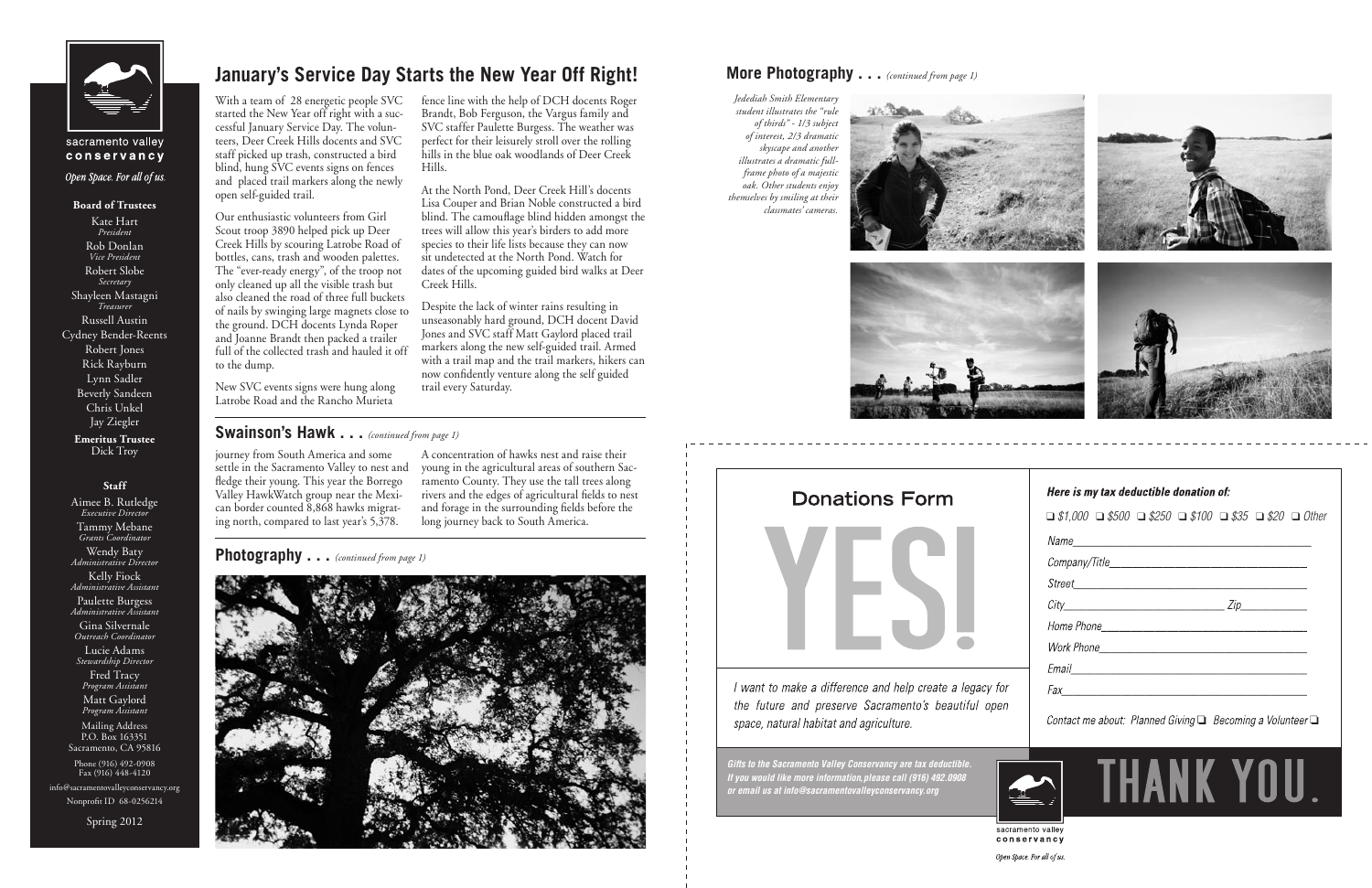sacramento valley
**conservancy**

*Open Space. For all of us.*

**Board of Trustees**

Kate Hart
*President*

Rob Donlan
*Vice President*

Robert Slobe
*Secretary*

Shayleen Mastagni
*Treasurer*

Russell Austin

Cydney Bender-Reents

Robert Jones

Rick Rayburn

Lynn Sadler

Beverly Sandeen

Chris Unkel

Jay Ziegler

**Emeritus Trustee**
Dick Troy

**Staff**

Aimee B. Rutledge
*Executive Director*

Tammy Mebane
*Grants Coordinator*

Wendy Baty
*Administrative Director*

Kelly Fiock
*Administrative Assistant*

Paulette Burgess
*Administrative Assistant*

Gina Silvernale
*Outreach Coordinator*

Lucie Adams
*Stewardship Director*

Fred Tracy
*Program Assistant*

Matt Gaylord
*Program Assistant*

Mailing Address
P.O. Box 163351
Sacramento, CA 95816

Phone (916) 492-0908
Fax (916) 448-4120

info@sacramentovalleyconservancy.org

Nonprofit ID 68-0256214

Spring 2012

## January's Service Day Starts the New Year Off Right!

With a team of 28 energetic people SVC started the New Year off right with a successful January Service Day. The volunteers, Deer Creek Hills docents and SVC staff picked up trash, constructed a bird blind, hung SVC events signs on fences and placed trail markers along the newly open self-guided trail.

Our enthusiastic volunteers from Girl Scout troop 3890 helped pick up Deer Creek Hills by scouring Latrobe Road of bottles, cans, trash and wooden palettes. The "ever-ready energy", of the troop not only cleaned up all the visible trash but also cleaned the road of three full buckets of nails by swinging large magnets close to the ground. DCH docents Lynda Roper and Joanne Brandt then packed a trailer full of the collected trash and hauled it off to the dump.

New SVC events signs were hung along Latrobe Road and the Rancho Murieta fence line with the help of DCH docents Roger Brandt, Bob Ferguson, the Vargus family and SVC staffer Paulette Burgess. The weather was perfect for their leisurely stroll over the rolling hills in the blue oak woodlands of Deer Creek Hills.

At the North Pond, Deer Creek Hill's docents Lisa Couper and Brian Noble constructed a bird blind. The camouflage blind hidden amongst the trees will allow this year's birders to add more species to their life lists because they can now sit undetected at the North Pond. Watch for dates of the upcoming guided bird walks at Deer Creek Hills.

Despite the lack of winter rains resulting in unseasonably hard ground, DCH docent David Jones and SVC staff Matt Gaylord placed trail markers along the new self-guided trail. Armed with a trail map and the trail markers, hikers can now confidently venture along the self guided trail every Saturday.

## Swainson's Hawk . . . *(continued from page 1)*

journey from South America and some settle in the Sacramento Valley to nest and fledge their young. This year the Borrego Valley HawkWatch group near the Mexican border counted 8,868 hawks migrating north, compared to last year's 5,378.

A concentration of hawks nest and raise their young in the agricultural areas of southern Sacramento County. They use the tall trees along rivers and the edges of agricultural fields to nest and forage in the surrounding fields before the long journey back to South America.

## Photography . . . *(continued from page 1)*

## More Photography . . . *(continued from page 1)*

*Jedediah Smith Elementary student illustrates the "rule of thirds" - 1/3 subject of interest, 2/3 dramatic skyscape and another illustrates a dramatic full-frame photo of a majestic oak. Other students enjoy themselves by smiling at their classmates' cameras.*

## Donations Form

# YES!

*I want to make a difference and help create a legacy for the future and preserve Sacramento's beautiful open space, natural habitat and agriculture.*

***Here is my tax deductible donation of:***

❑ $1,000 ❑ $500 ❑ $250 ❑ $100 ❑ $35 ❑ $20 ❑ Other

Name\_\_\_\_\_\_\_\_\_\_\_\_\_\_\_\_\_\_\_\_\_\_\_\_\_\_\_\_\_\_

Company/Title\_\_\_\_\_\_\_\_\_\_\_\_\_\_\_\_\_\_\_\_\_\_\_\_\_\_

Street\_\_\_\_\_\_\_\_\_\_\_\_\_\_\_\_\_\_\_\_\_\_\_\_\_\_\_\_\_\_

City\_\_\_\_\_\_\_\_\_\_\_\_\_\_\_\_\_\_\_\_ Zip\_\_\_\_\_\_\_\_\_

Home Phone\_\_\_\_\_\_\_\_\_\_\_\_\_\_\_\_\_\_\_\_\_\_\_\_\_\_\_

Work Phone\_\_\_\_\_\_\_\_\_\_\_\_\_\_\_\_\_\_\_\_\_\_\_\_\_\_\_

Email\_\_\_\_\_\_\_\_\_\_\_\_\_\_\_\_\_\_\_\_\_\_\_\_\_\_\_\_\_\_\_

Fax\_\_\_\_\_\_\_\_\_\_\_\_\_\_\_\_\_\_\_\_\_\_\_\_\_\_\_\_\_\_\_\_

Contact me about: Planned Giving ❑ Becoming a Volunteer ❑

***Gifts to the Sacramento Valley Conservancy are tax deductible. If you would like more information, please call (916) 492.0908 or email us at info@sacramentovalleyconservancy.org***

# THANK YOU.

sacramento valley
**conservancy**

*Open Space. For all of us.*